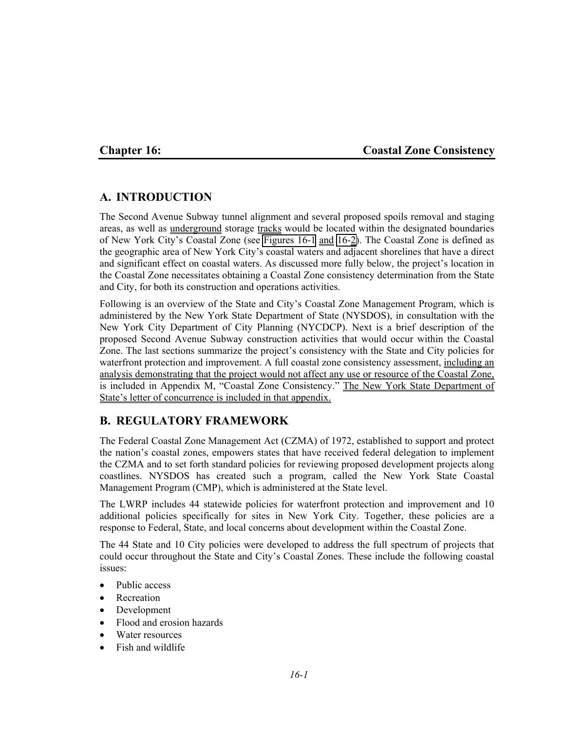# Chapter 16: Coastal Zone Consistency

## A. INTRODUCTION

The Second Avenue Subway tunnel alignment and several proposed spoils removal and staging areas, as well as underground storage tracks would be located within the designated boundaries of New York City's Coastal Zone (see Figures 16-1 and 16-2). The Coastal Zone is defined as the geographic area of New York City's coastal waters and adjacent shorelines that have a direct and significant effect on coastal waters. As discussed more fully below, the project's location in the Coastal Zone necessitates obtaining a Coastal Zone consistency determination from the State and City, for both its construction and operations activities.

Following is an overview of the State and City's Coastal Zone Management Program, which is administered by the New York State Department of State (NYSDOS), in consultation with the New York City Department of City Planning (NYCDCP). Next is a brief description of the proposed Second Avenue Subway construction activities that would occur within the Coastal Zone. The last sections summarize the project's consistency with the State and City policies for waterfront protection and improvement. A full coastal zone consistency assessment, including an analysis demonstrating that the project would not affect any use or resource of the Coastal Zone, is included in Appendix M, "Coastal Zone Consistency." The New York State Department of State's letter of concurrence is included in that appendix.

## B. REGULATORY FRAMEWORK

The Federal Coastal Zone Management Act (CZMA) of 1972, established to support and protect the nation's coastal zones, empowers states that have received federal delegation to implement the CZMA and to set forth standard policies for reviewing proposed development projects along coastlines. NYSDOS has created such a program, called the New York State Coastal Management Program (CMP), which is administered at the State level.

The LWRP includes 44 statewide policies for waterfront protection and improvement and 10 additional policies specifically for sites in New York City. Together, these policies are a response to Federal, State, and local concerns about development within the Coastal Zone.

The 44 State and 10 City policies were developed to address the full spectrum of projects that could occur throughout the State and City's Coastal Zones. These include the following coastal issues:

- Public access
- Recreation
- Development
- Flood and erosion hazards
- Water resources
- Fish and wildlife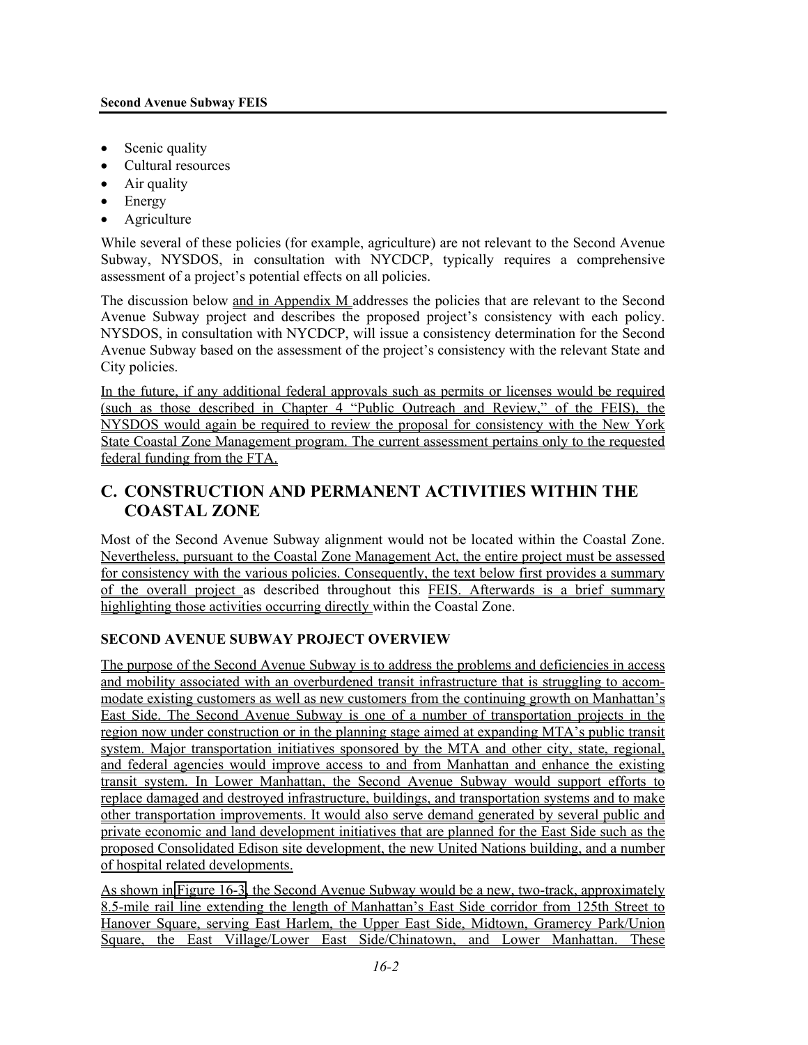- Scenic quality
- Cultural resources
- Air quality
- Energy
- Agriculture

While several of these policies (for example, agriculture) are not relevant to the Second Avenue Subway, NYSDOS, in consultation with NYCDCP, typically requires a comprehensive assessment of a project's potential effects on all policies.

The discussion below and in Appendix M addresses the policies that are relevant to the Second Avenue Subway project and describes the proposed project's consistency with each policy. NYSDOS, in consultation with NYCDCP, will issue a consistency determination for the Second Avenue Subway based on the assessment of the project's consistency with the relevant State and City policies.

In the future, if any additional federal approvals such as permits or licenses would be required (such as those described in Chapter 4 "Public Outreach and Review," of the FEIS), the NYSDOS would again be required to review the proposal for consistency with the New York State Coastal Zone Management program. The current assessment pertains only to the requested federal funding from the FTA.

## C. CONSTRUCTION AND PERMANENT ACTIVITIES WITHIN THE COASTAL ZONE

Most of the Second Avenue Subway alignment would not be located within the Coastal Zone. Nevertheless, pursuant to the Coastal Zone Management Act, the entire project must be assessed for consistency with the various policies. Consequently, the text below first provides a summary of the overall project as described throughout this FEIS. Afterwards is a brief summary highlighting those activities occurring directly within the Coastal Zone.

### SECOND AVENUE SUBWAY PROJECT OVERVIEW

The purpose of the Second Avenue Subway is to address the problems and deficiencies in access and mobility associated with an overburdened transit infrastructure that is struggling to accommodate existing customers as well as new customers from the continuing growth on Manhattan's East Side. The Second Avenue Subway is one of a number of transportation projects in the region now under construction or in the planning stage aimed at expanding MTA's public transit system. Major transportation initiatives sponsored by the MTA and other city, state, regional, and federal agencies would improve access to and from Manhattan and enhance the existing transit system. In Lower Manhattan, the Second Avenue Subway would support efforts to replace damaged and destroyed infrastructure, buildings, and transportation systems and to make other transportation improvements. It would also serve demand generated by several public and private economic and land development initiatives that are planned for the East Side such as the proposed Consolidated Edison site development, the new United Nations building, and a number of hospital related developments.

As shown in Figure 16-3, the Second Avenue Subway would be a new, two-track, approximately 8.5-mile rail line extending the length of Manhattan's East Side corridor from 125th Street to Hanover Square, serving East Harlem, the Upper East Side, Midtown, Gramercy Park/Union Square, the East Village/Lower East Side/Chinatown, and Lower Manhattan. These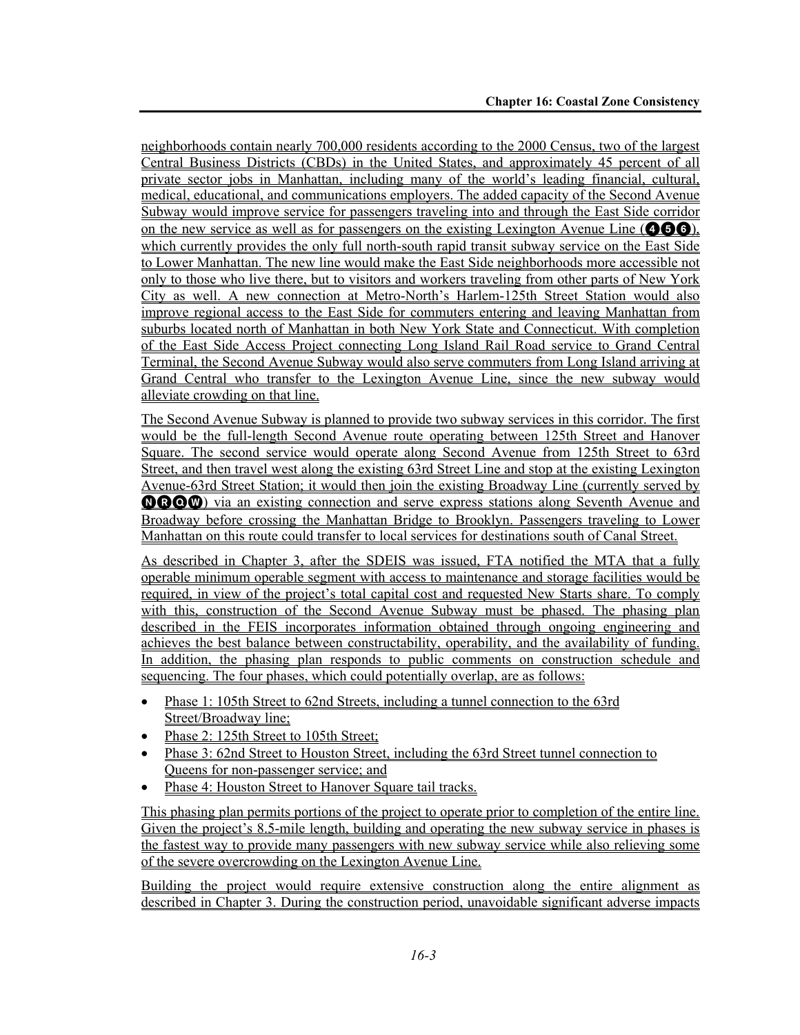neighborhoods contain nearly 700,000 residents according to the 2000 Census, two of the largest Central Business Districts (CBDs) in the United States, and approximately 45 percent of all private sector jobs in Manhattan, including many of the world's leading financial, cultural, medical, educational, and communications employers. The added capacity of the Second Avenue Subway would improve service for passengers traveling into and through the East Side corridor on the new service as well as for passengers on the existing Lexington Avenue Line (456), which currently provides the only full north-south rapid transit subway service on the East Side to Lower Manhattan. The new line would make the East Side neighborhoods more accessible not only to those who live there, but to visitors and workers traveling from other parts of New York City as well. A new connection at Metro-North's Harlem-125th Street Station would also improve regional access to the East Side for commuters entering and leaving Manhattan from suburbs located north of Manhattan in both New York State and Connecticut. With completion of the East Side Access Project connecting Long Island Rail Road service to Grand Central Terminal, the Second Avenue Subway would also serve commuters from Long Island arriving at Grand Central who transfer to the Lexington Avenue Line, since the new subway would alleviate crowding on that line.

The Second Avenue Subway is planned to provide two subway services in this corridor. The first would be the full-length Second Avenue route operating between 125th Street and Hanover Square. The second service would operate along Second Avenue from 125th Street to 63rd Street, and then travel west along the existing 63rd Street Line and stop at the existing Lexington Avenue-63rd Street Station; it would then join the existing Broadway Line (currently served by NRQW) via an existing connection and serve express stations along Seventh Avenue and Broadway before crossing the Manhattan Bridge to Brooklyn. Passengers traveling to Lower Manhattan on this route could transfer to local services for destinations south of Canal Street.

As described in Chapter 3, after the SDEIS was issued, FTA notified the MTA that a fully operable minimum operable segment with access to maintenance and storage facilities would be required, in view of the project's total capital cost and requested New Starts share. To comply with this, construction of the Second Avenue Subway must be phased. The phasing plan described in the FEIS incorporates information obtained through ongoing engineering and achieves the best balance between constructability, operability, and the availability of funding. In addition, the phasing plan responds to public comments on construction schedule and sequencing. The four phases, which could potentially overlap, are as follows:

- Phase 1: 105th Street to 62nd Streets, including a tunnel connection to the 63rd Street/Broadway line;
- Phase 2: 125th Street to 105th Street;
- Phase 3: 62nd Street to Houston Street, including the 63rd Street tunnel connection to Queens for non-passenger service; and
- Phase 4: Houston Street to Hanover Square tail tracks.

This phasing plan permits portions of the project to operate prior to completion of the entire line. Given the project's 8.5-mile length, building and operating the new subway service in phases is the fastest way to provide many passengers with new subway service while also relieving some of the severe overcrowding on the Lexington Avenue Line.

Building the project would require extensive construction along the entire alignment as described in Chapter 3. During the construction period, unavoidable significant adverse impacts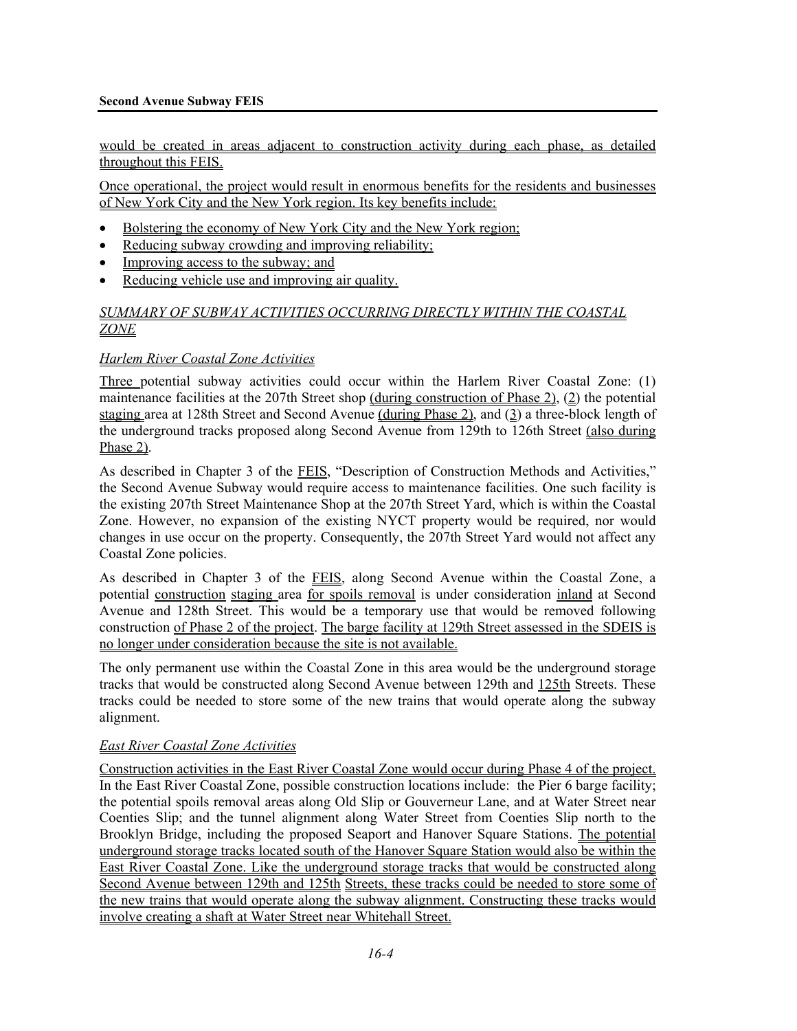would be created in areas adjacent to construction activity during each phase, as detailed throughout this FEIS.

Once operational, the project would result in enormous benefits for the residents and businesses of New York City and the New York region. Its key benefits include:

- Bolstering the economy of New York City and the New York region;
- Reducing subway crowding and improving reliability;
- Improving access to the subway; and
- Reducing vehicle use and improving air quality.

*SUMMARY OF SUBWAY ACTIVITIES OCCURRING DIRECTLY WITHIN THE COASTAL ZONE*

*Harlem River Coastal Zone Activities*

Three potential subway activities could occur within the Harlem River Coastal Zone: (1) maintenance facilities at the 207th Street shop (during construction of Phase 2), (2) the potential staging area at 128th Street and Second Avenue (during Phase 2), and (3) a three-block length of the underground tracks proposed along Second Avenue from 129th to 126th Street (also during Phase 2).

As described in Chapter 3 of the FEIS, "Description of Construction Methods and Activities," the Second Avenue Subway would require access to maintenance facilities. One such facility is the existing 207th Street Maintenance Shop at the 207th Street Yard, which is within the Coastal Zone. However, no expansion of the existing NYCT property would be required, nor would changes in use occur on the property. Consequently, the 207th Street Yard would not affect any Coastal Zone policies.

As described in Chapter 3 of the FEIS, along Second Avenue within the Coastal Zone, a potential construction staging area for spoils removal is under consideration inland at Second Avenue and 128th Street. This would be a temporary use that would be removed following construction of Phase 2 of the project. The barge facility at 129th Street assessed in the SDEIS is no longer under consideration because the site is not available.

The only permanent use within the Coastal Zone in this area would be the underground storage tracks that would be constructed along Second Avenue between 129th and 125th Streets. These tracks could be needed to store some of the new trains that would operate along the subway alignment.

*East River Coastal Zone Activities*

Construction activities in the East River Coastal Zone would occur during Phase 4 of the project. In the East River Coastal Zone, possible construction locations include: the Pier 6 barge facility; the potential spoils removal areas along Old Slip or Gouverneur Lane, and at Water Street near Coenties Slip; and the tunnel alignment along Water Street from Coenties Slip north to the Brooklyn Bridge, including the proposed Seaport and Hanover Square Stations. The potential underground storage tracks located south of the Hanover Square Station would also be within the East River Coastal Zone. Like the underground storage tracks that would be constructed along Second Avenue between 129th and 125th Streets, these tracks could be needed to store some of the new trains that would operate along the subway alignment. Constructing these tracks would involve creating a shaft at Water Street near Whitehall Street.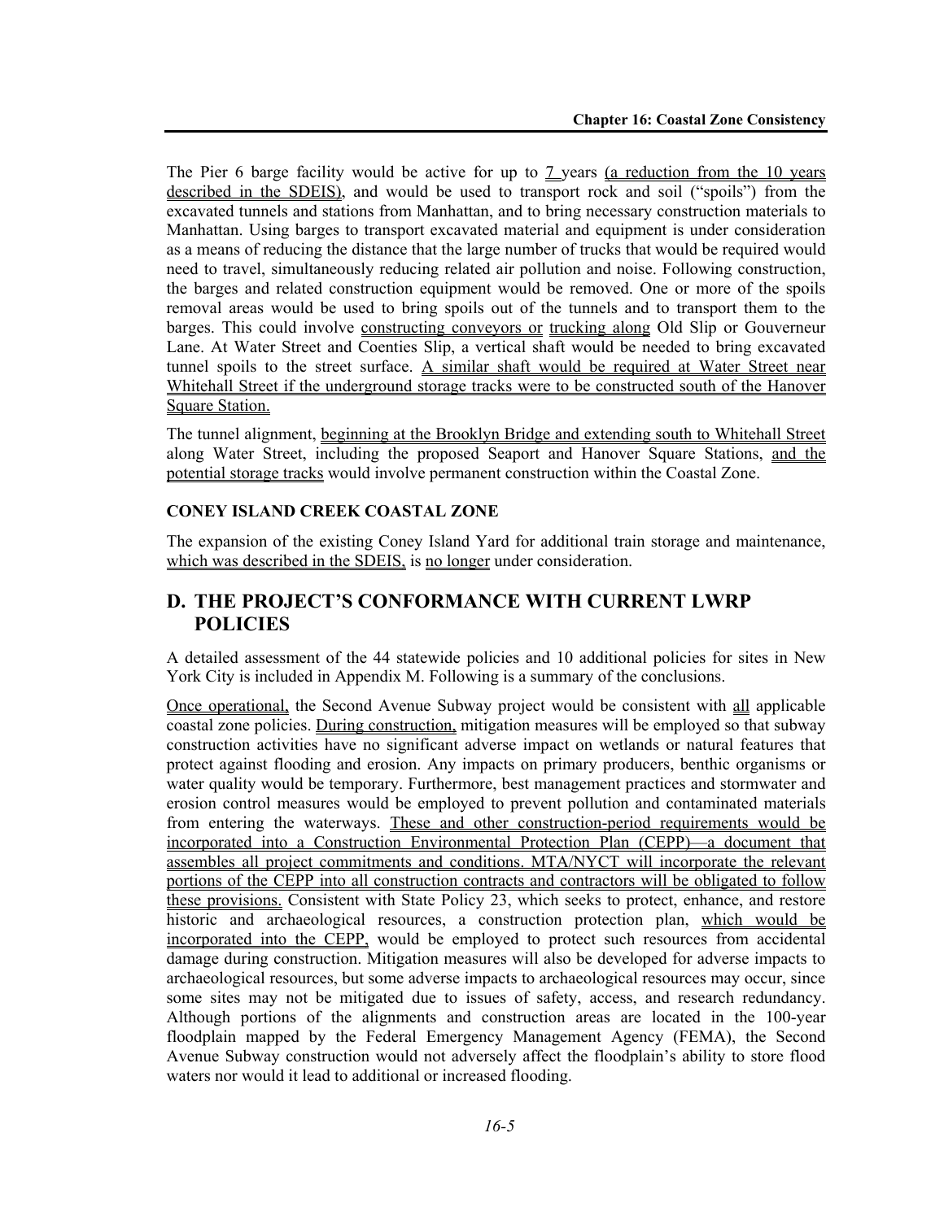The Pier 6 barge facility would be active for up to 7 years (a reduction from the 10 years described in the SDEIS), and would be used to transport rock and soil ("spoils") from the excavated tunnels and stations from Manhattan, and to bring necessary construction materials to Manhattan. Using barges to transport excavated material and equipment is under consideration as a means of reducing the distance that the large number of trucks that would be required would need to travel, simultaneously reducing related air pollution and noise. Following construction, the barges and related construction equipment would be removed. One or more of the spoils removal areas would be used to bring spoils out of the tunnels and to transport them to the barges. This could involve constructing conveyors or trucking along Old Slip or Gouverneur Lane. At Water Street and Coenties Slip, a vertical shaft would be needed to bring excavated tunnel spoils to the street surface. A similar shaft would be required at Water Street near Whitehall Street if the underground storage tracks were to be constructed south of the Hanover Square Station.

The tunnel alignment, beginning at the Brooklyn Bridge and extending south to Whitehall Street along Water Street, including the proposed Seaport and Hanover Square Stations, and the potential storage tracks would involve permanent construction within the Coastal Zone.

### CONEY ISLAND CREEK COASTAL ZONE

The expansion of the existing Coney Island Yard for additional train storage and maintenance, which was described in the SDEIS, is no longer under consideration.

## D. THE PROJECT'S CONFORMANCE WITH CURRENT LWRP POLICIES

A detailed assessment of the 44 statewide policies and 10 additional policies for sites in New York City is included in Appendix M. Following is a summary of the conclusions.

Once operational, the Second Avenue Subway project would be consistent with all applicable coastal zone policies. During construction, mitigation measures will be employed so that subway construction activities have no significant adverse impact on wetlands or natural features that protect against flooding and erosion. Any impacts on primary producers, benthic organisms or water quality would be temporary. Furthermore, best management practices and stormwater and erosion control measures would be employed to prevent pollution and contaminated materials from entering the waterways. These and other construction-period requirements would be incorporated into a Construction Environmental Protection Plan (CEPP)—a document that assembles all project commitments and conditions. MTA/NYCT will incorporate the relevant portions of the CEPP into all construction contracts and contractors will be obligated to follow these provisions. Consistent with State Policy 23, which seeks to protect, enhance, and restore historic and archaeological resources, a construction protection plan, which would be incorporated into the CEPP, would be employed to protect such resources from accidental damage during construction. Mitigation measures will also be developed for adverse impacts to archaeological resources, but some adverse impacts to archaeological resources may occur, since some sites may not be mitigated due to issues of safety, access, and research redundancy. Although portions of the alignments and construction areas are located in the 100-year floodplain mapped by the Federal Emergency Management Agency (FEMA), the Second Avenue Subway construction would not adversely affect the floodplain's ability to store flood waters nor would it lead to additional or increased flooding.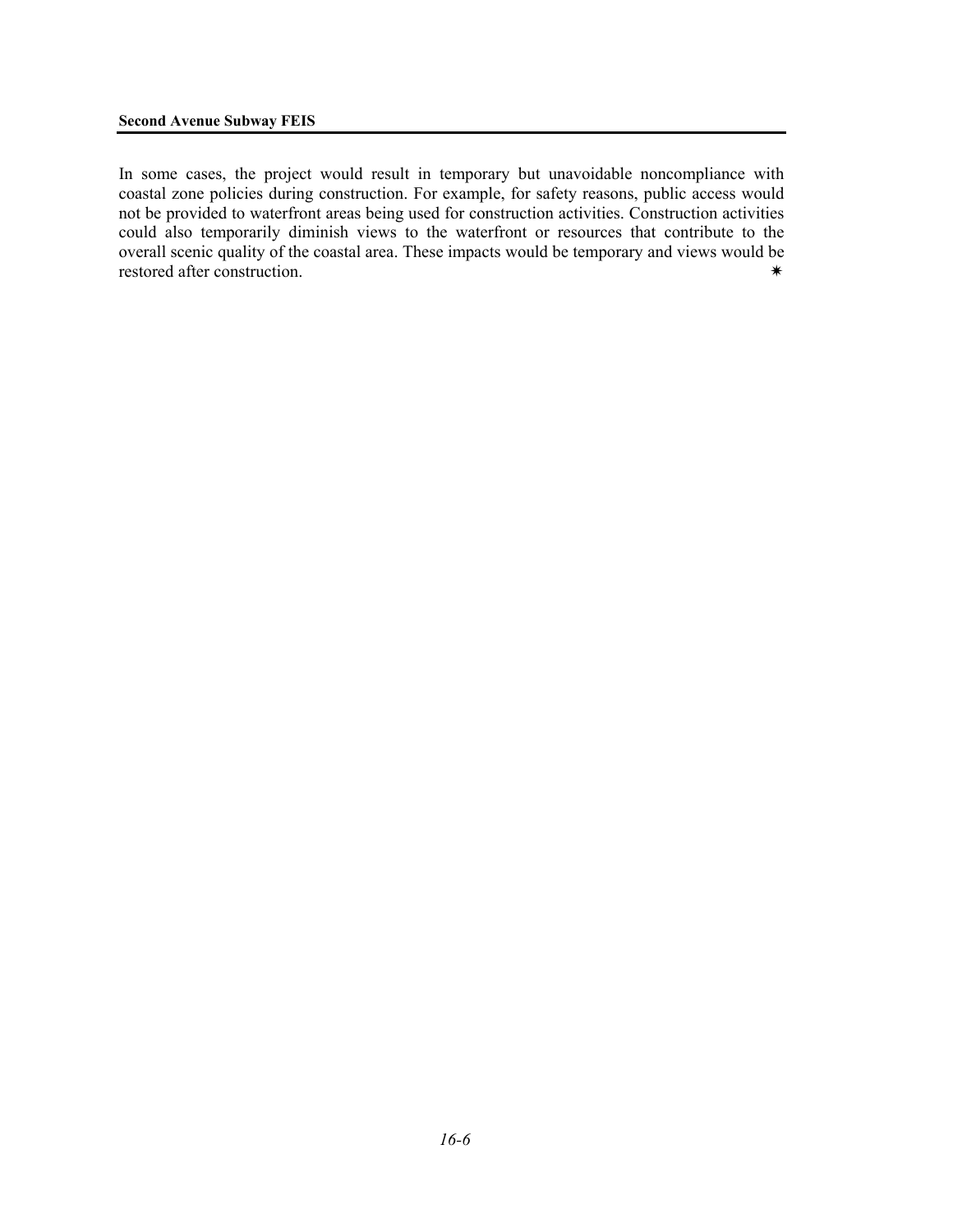In some cases, the project would result in temporary but unavoidable noncompliance with coastal zone policies during construction. For example, for safety reasons, public access would not be provided to waterfront areas being used for construction activities. Construction activities could also temporarily diminish views to the waterfront or resources that contribute to the overall scenic quality of the coastal area. These impacts would be temporary and views would be restored after construction. ✷